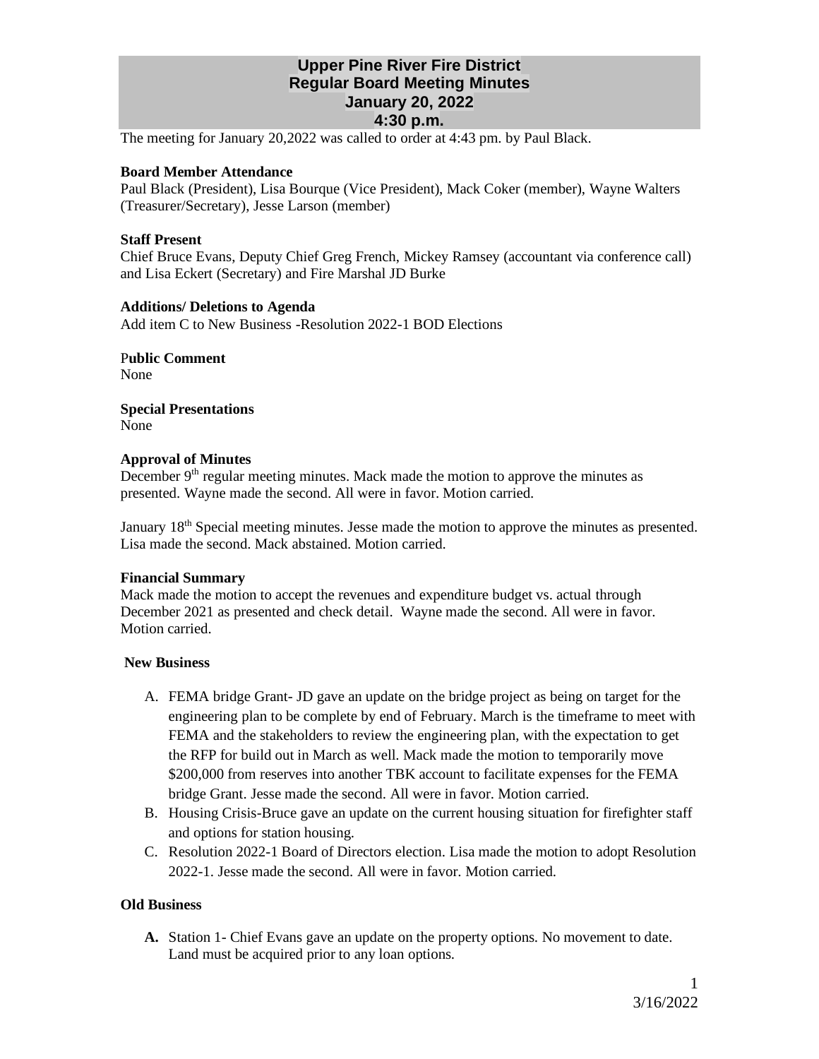# Upper Pine River Fire District
## Regular Board Meeting Minutes
## January 20, 2022
## 4:30 p.m.

The meeting for January 20,2022 was called to order at 4:43 pm. by Paul Black.

**Board Member Attendance**

Paul Black (President), Lisa Bourque (Vice President), Mack Coker (member), Wayne Walters (Treasurer/Secretary), Jesse Larson (member)

**Staff Present**

Chief Bruce Evans, Deputy Chief Greg French, Mickey Ramsey (accountant via conference call) and Lisa Eckert (Secretary) and Fire Marshal JD Burke

**Additions/ Deletions to Agenda**

Add item C to New Business -Resolution 2022-1 BOD Elections

**Public Comment**

None

**Special Presentations**

None

**Approval of Minutes**

December 9th regular meeting minutes. Mack made the motion to approve the minutes as presented. Wayne made the second. All were in favor. Motion carried.

January 18th Special meeting minutes. Jesse made the motion to approve the minutes as presented. Lisa made the second. Mack abstained. Motion carried.

**Financial Summary**

Mack made the motion to accept the revenues and expenditure budget vs. actual through December 2021 as presented and check detail. Wayne made the second. All were in favor. Motion carried.

**New Business**

A. FEMA bridge Grant- JD gave an update on the bridge project as being on target for the engineering plan to be complete by end of February. March is the timeframe to meet with FEMA and the stakeholders to review the engineering plan, with the expectation to get the RFP for build out in March as well. Mack made the motion to temporarily move $200,000 from reserves into another TBK account to facilitate expenses for the FEMA bridge Grant. Jesse made the second. All were in favor. Motion carried.
B. Housing Crisis-Bruce gave an update on the current housing situation for firefighter staff and options for station housing.
C. Resolution 2022-1 Board of Directors election. Lisa made the motion to adopt Resolution 2022-1. Jesse made the second. All were in favor. Motion carried.

**Old Business**

**A.** Station 1- Chief Evans gave an update on the property options. No movement to date. Land must be acquired prior to any loan options.

3/16/2022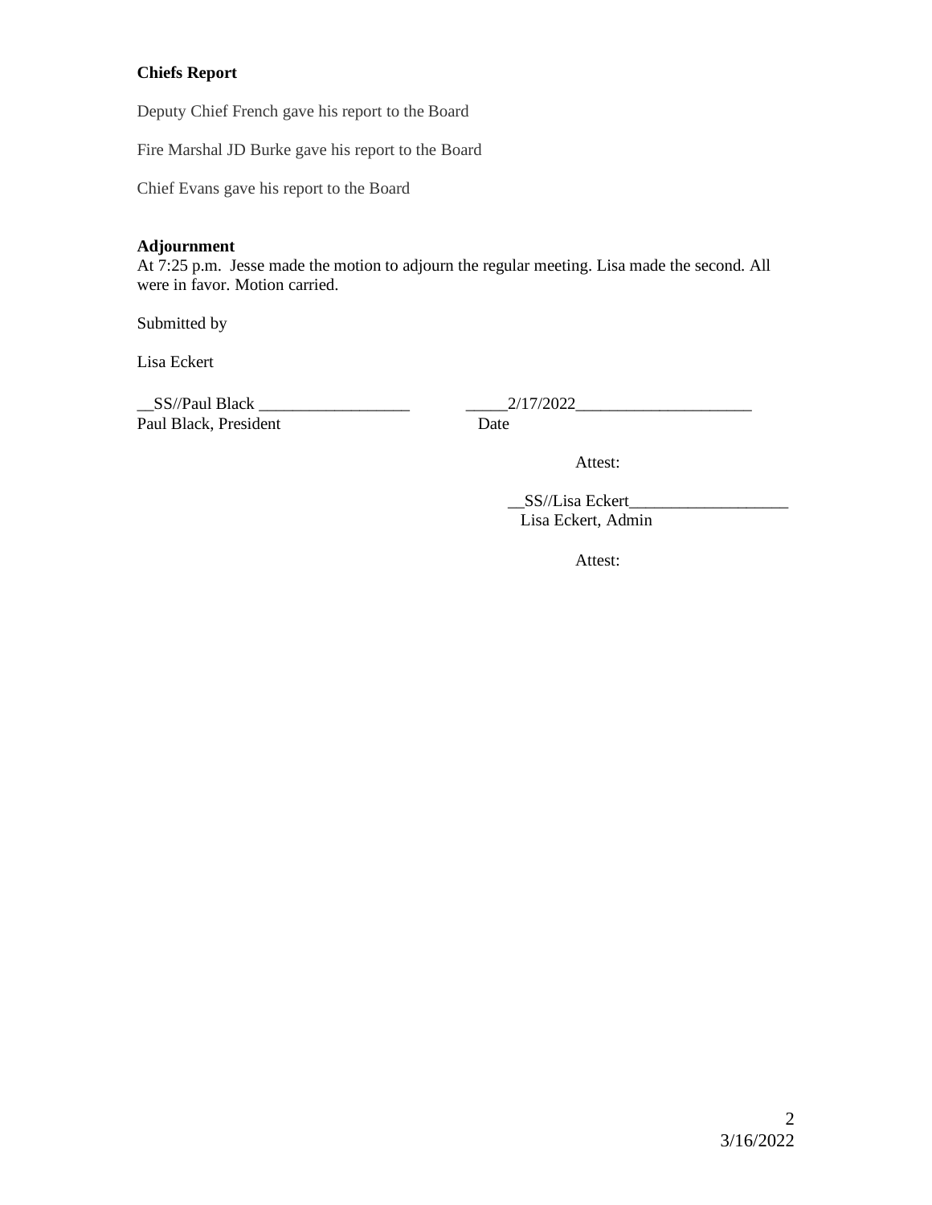**Chiefs Report**

Deputy Chief French gave his report to the Board

Fire Marshal JD Burke gave his report to the Board

Chief Evans gave his report to the Board

**Adjournment**

At 7:25 p.m. Jesse made the motion to adjourn the regular meeting. Lisa made the second. All were in favor. Motion carried.

Submitted by

Lisa Eckert

__SS//Paul Black __________________ _____2/17/2022_____________________

Paul Black, President Date

Attest:

__SS//Lisa Eckert___________________

Lisa Eckert, Admin

Attest:

3/16/2022